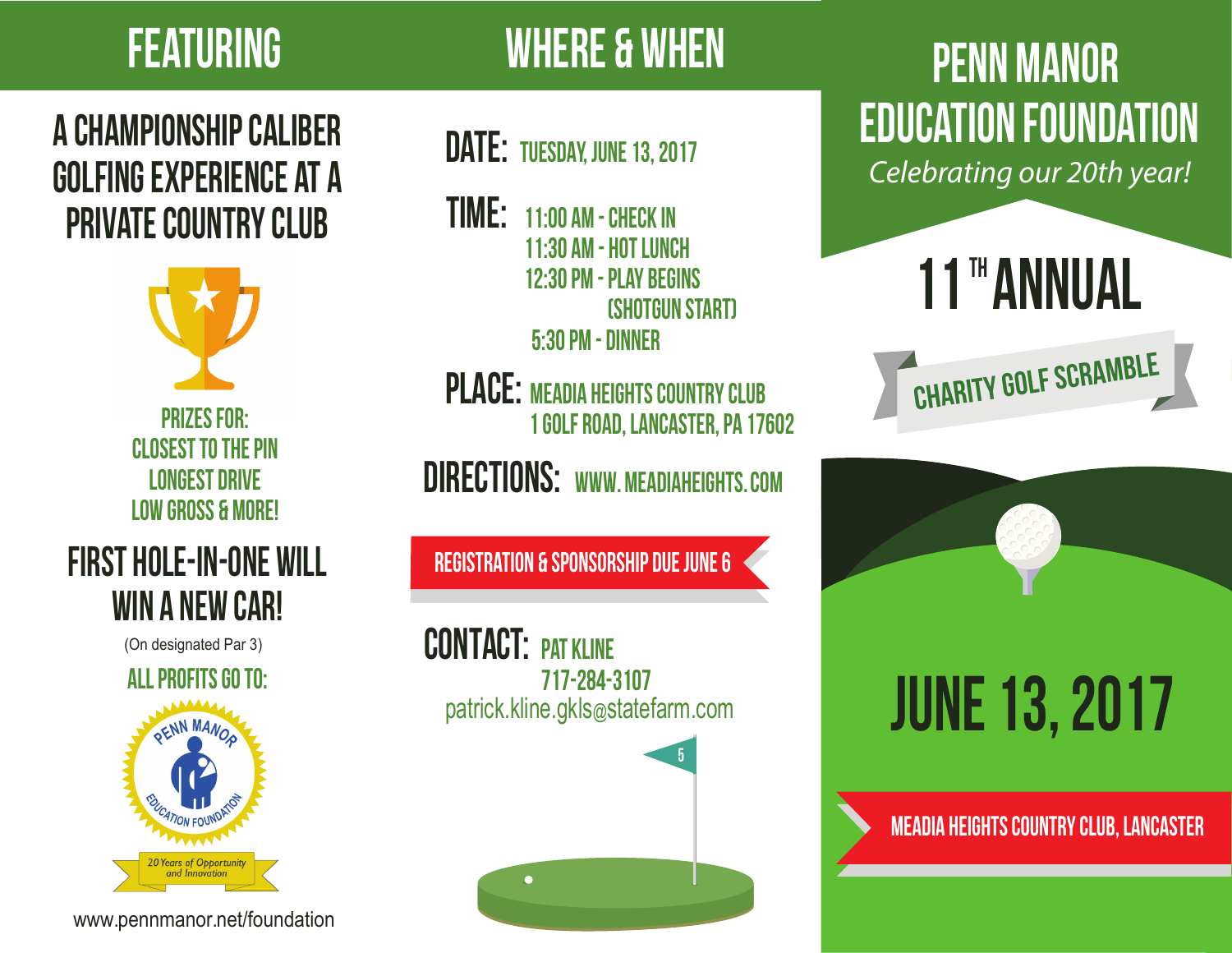## FEATURING

### A CHAMPIONSHIP CALIBER GOLFING EXPERIENCE AT A PRIVATE COUNTRY CLUB

PRIZES FOR:
CLOSEST TO THE PIN
LONGEST DRIVE
LOW GROSS & MORE!

### FIRST HOLE-IN-ONE WILL WIN A NEW CAR!

(On designated Par 3)

ALL PROFITS GO TO:

PENN MANOR EDUCATION FOUNDATION

*20 Years of Opportunity and Innovation*

www.pennmanor.net/foundation

## WHERE & WHEN

**DATE:** TUESDAY, JUNE 13, 2017

**TIME:**
11:00 AM - CHECK IN
11:30 AM - HOT LUNCH
12:30 PM - PLAY BEGINS (SHOTGUN START)
5:30 PM - DINNER

**PLACE:** MEADIA HEIGHTS COUNTRY CLUB
1 GOLF ROAD, LANCASTER, PA 17602

**DIRECTIONS:** WWW. MEADIAHEIGHTS.COM

**REGISTRATION & SPONSORSHIP DUE JUNE 6**

**CONTACT:** PAT KLINE
717-284-3107
patrick.kline.gkls@statefarm.com

5

# PENN MANOR EDUCATION FOUNDATION

*Celebrating our 20th year!*

## 11TH ANNUAL

## CHARITY GOLF SCRAMBLE

## JUNE 13, 2017

**MEADIA HEIGHTS COUNTRY CLUB, LANCASTER**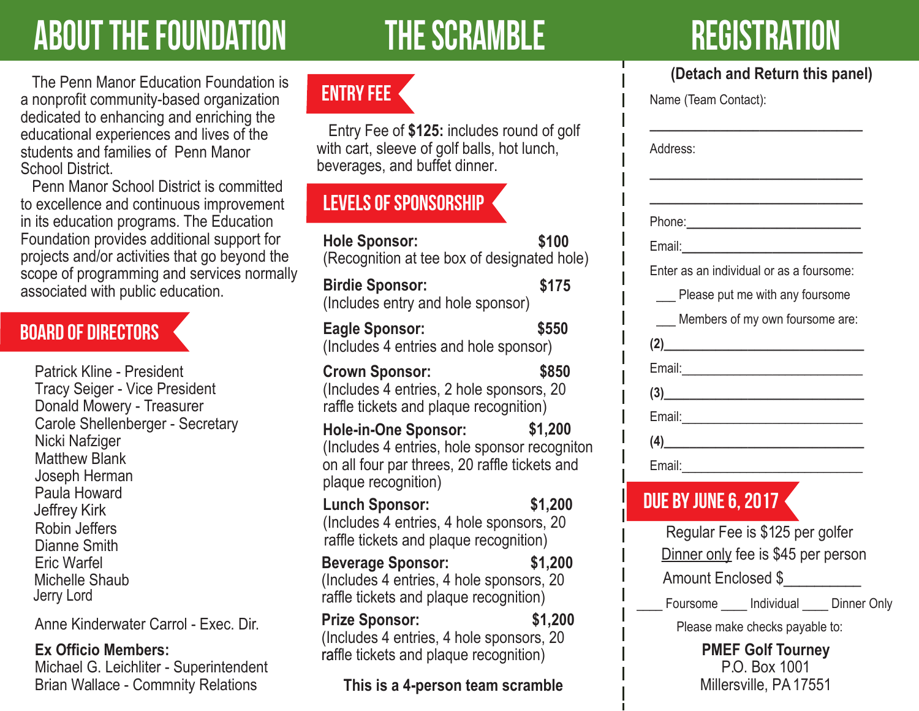# ABOUT THE FOUNDATION

The Penn Manor Education Foundation is a nonprofit community-based organization dedicated to enhancing and enriching the educational experiences and lives of the students and families of Penn Manor School District.

Penn Manor School District is committed to excellence and continuous improvement in its education programs. The Education Foundation provides additional support for projects and/or activities that go beyond the scope of programming and services normally associated with public education.

## BOARD OF DIRECTORS

Patrick Kline - President
Tracy Seiger - Vice President
Donald Mowery - Treasurer
Carole Shellenberger - Secretary
Nicki Nafziger
Matthew Blank
Joseph Herman
Paula Howard
Jeffrey Kirk
Robin Jeffers
Dianne Smith
Eric Warfel
Michelle Shaub
Jerry Lord

Anne Kinderwater Carrol - Exec. Dir.

**Ex Officio Members:**
Michael G. Leichliter - Superintendent
Brian Wallace - Commnity Relations

# THE SCRAMBLE

## ENTRY FEE

Entry Fee of **$125:** includes round of golf with cart, sleeve of golf balls, hot lunch, beverages, and buffet dinner.

## LEVELS OF SPONSORSHIP

**Hole Sponsor:** **$100**
(Recognition at tee box of designated hole)

**Birdie Sponsor:** **$175**
(Includes entry and hole sponsor)

**Eagle Sponsor:** **$550**
(Includes 4 entries and hole sponsor)

**Crown Sponsor:** **$850**
(Includes 4 entries, 2 hole sponsors, 20 raffle tickets and plaque recognition)

**Hole-in-One Sponsor:** **$1,200**
(Includes 4 entries, hole sponsor recogniton on all four par threes, 20 raffle tickets and plaque recognition)

**Lunch Sponsor:** **$1,200**
(Includes 4 entries, 4 hole sponsors, 20 raffle tickets and plaque recognition)

**Beverage Sponsor:** **$1,200**
(Includes 4 entries, 4 hole sponsors, 20 raffle tickets and plaque recognition)

**Prize Sponsor:** **$1,200**
(Includes 4 entries, 4 hole sponsors, 20 raffle tickets and plaque recognition)

**This is a 4-person team scramble**

# REGISTRATION

**(Detach and Return this panel)**

Name (Team Contact):

______________________________

Address:

______________________________

______________________________

Phone:______________________

Email:______________________

Enter as an individual or as a foursome:

___ Please put me with any foursome

___ Members of my own foursome are:

**(2)**______________________________

Email:______________________________

**(3)**______________________________

Email:______________________________

**(4)**______________________________

Email:______________________________

## DUE BY JUNE 6, 2017

Regular Fee is $125 per golfer

Dinner only fee is $45 per person

Amount Enclosed $__________

____ Foursome ____ Individual ____ Dinner Only

Please make checks payable to:

**PMEF Golf Tourney**
P.O. Box 1001
Millersville, PA 17551